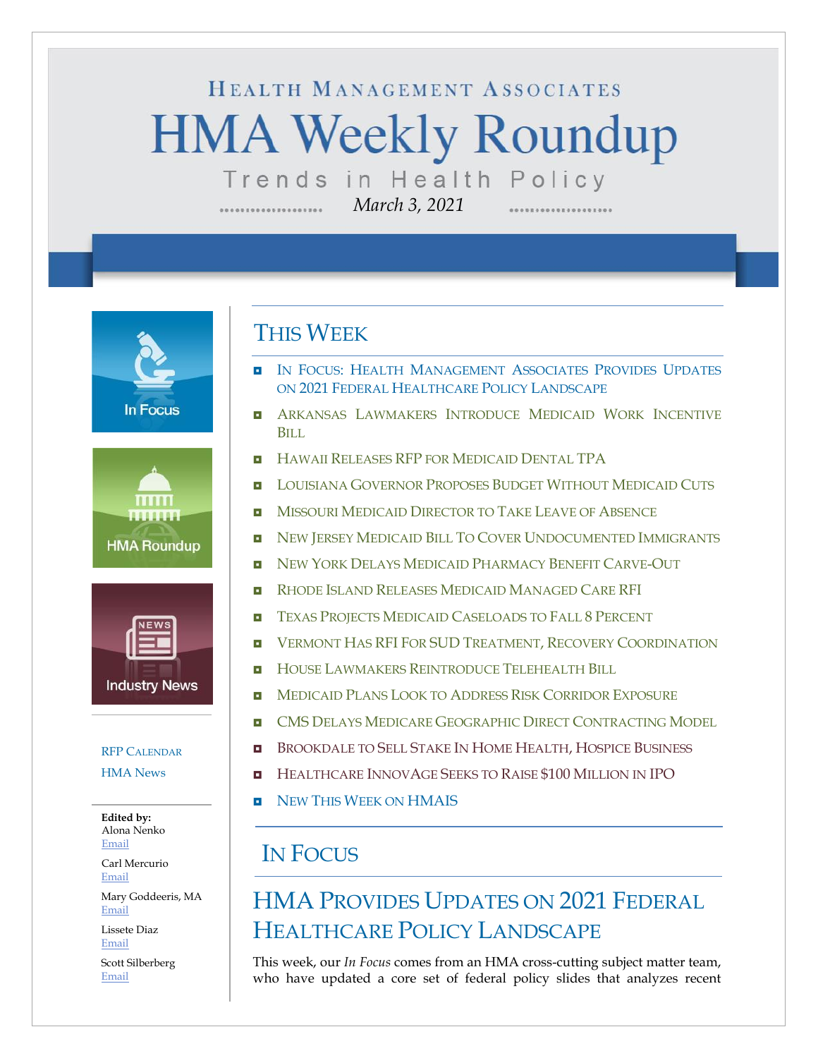HEALTH MANAGEMENT ASSOCIATES

# HMA Weekly Roundup

Trends in Health Policy

*March 3, 2021*

In Focus

HMA Roundup

Industry News

RFP CALENDAR

HMA News

**Edited by:**
Alona Nenko
Email

Carl Mercurio
Email

Mary Goddeeris, MA
Email

Lissete Diaz
Email

Scott Silberberg
Email

## THIS WEEK

- IN FOCUS: HEALTH MANAGEMENT ASSOCIATES PROVIDES UPDATES ON 2021 FEDERAL HEALTHCARE POLICY LANDSCAPE
- ARKANSAS LAWMAKERS INTRODUCE MEDICAID WORK INCENTIVE BILL
- HAWAII RELEASES RFP FOR MEDICAID DENTAL TPA
- LOUISIANA GOVERNOR PROPOSES BUDGET WITHOUT MEDICAID CUTS
- MISSOURI MEDICAID DIRECTOR TO TAKE LEAVE OF ABSENCE
- NEW JERSEY MEDICAID BILL TO COVER UNDOCUMENTED IMMIGRANTS
- NEW YORK DELAYS MEDICAID PHARMACY BENEFIT CARVE-OUT
- RHODE ISLAND RELEASES MEDICAID MANAGED CARE RFI
- TEXAS PROJECTS MEDICAID CASELOADS TO FALL 8 PERCENT
- VERMONT HAS RFI FOR SUD TREATMENT, RECOVERY COORDINATION
- HOUSE LAWMAKERS REINTRODUCE TELEHEALTH BILL
- MEDICAID PLANS LOOK TO ADDRESS RISK CORRIDOR EXPOSURE
- CMS DELAYS MEDICARE GEOGRAPHIC DIRECT CONTRACTING MODEL
- BROOKDALE TO SELL STAKE IN HOME HEALTH, HOSPICE BUSINESS
- HEALTHCARE INNOVAGE SEEKS TO RAISE $100 MILLION IN IPO
- NEW THIS WEEK ON HMAIS

## IN FOCUS

### HMA PROVIDES UPDATES ON 2021 FEDERAL HEALTHCARE POLICY LANDSCAPE

This week, our *In Focus* comes from an HMA cross-cutting subject matter team, who have updated a core set of federal policy slides that analyzes recent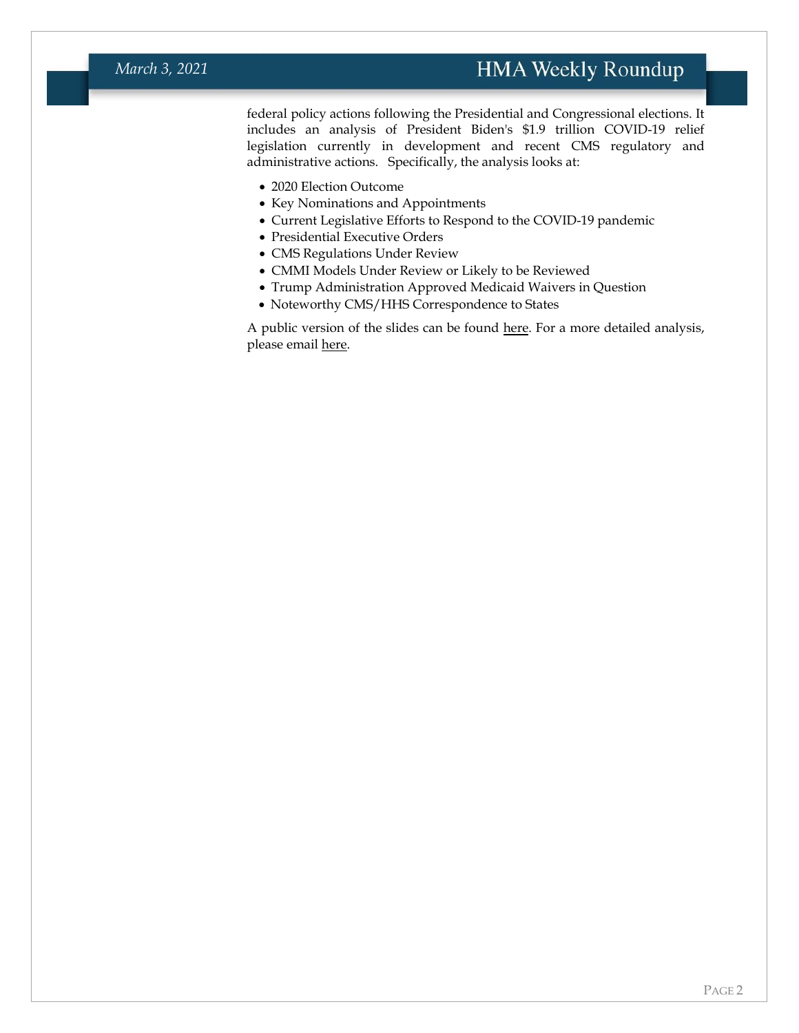federal policy actions following the Presidential and Congressional elections. It includes an analysis of President Biden's $1.9 trillion COVID-19 relief legislation currently in development and recent CMS regulatory and administrative actions. Specifically, the analysis looks at:

- 2020 Election Outcome
- Key Nominations and Appointments
- Current Legislative Efforts to Respond to the COVID-19 pandemic
- Presidential Executive Orders
- CMS Regulations Under Review
- CMMI Models Under Review or Likely to be Reviewed
- Trump Administration Approved Medicaid Waivers in Question
- Noteworthy CMS/HHS Correspondence to States

A public version of the slides can be found here. For a more detailed analysis, please email here.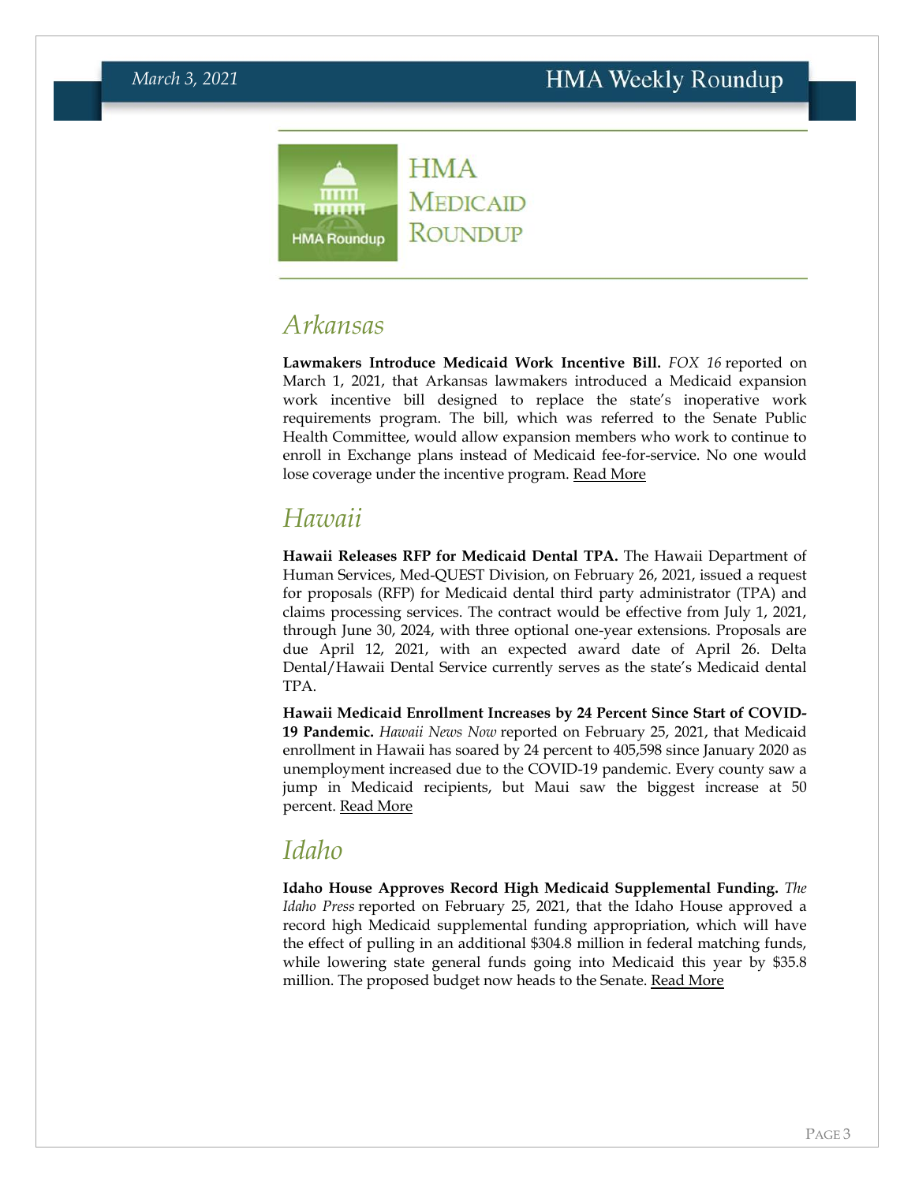# HMA Medicaid Roundup

## Arkansas

**Lawmakers Introduce Medicaid Work Incentive Bill.** *FOX 16* reported on March 1, 2021, that Arkansas lawmakers introduced a Medicaid expansion work incentive bill designed to replace the state's inoperative work requirements program. The bill, which was referred to the Senate Public Health Committee, would allow expansion members who work to continue to enroll in Exchange plans instead of Medicaid fee-for-service. No one would lose coverage under the incentive program. Read More

## Hawaii

**Hawaii Releases RFP for Medicaid Dental TPA.** The Hawaii Department of Human Services, Med-QUEST Division, on February 26, 2021, issued a request for proposals (RFP) for Medicaid dental third party administrator (TPA) and claims processing services. The contract would be effective from July 1, 2021, through June 30, 2024, with three optional one-year extensions. Proposals are due April 12, 2021, with an expected award date of April 26. Delta Dental/Hawaii Dental Service currently serves as the state's Medicaid dental TPA.

**Hawaii Medicaid Enrollment Increases by 24 Percent Since Start of COVID-19 Pandemic.** *Hawaii News Now* reported on February 25, 2021, that Medicaid enrollment in Hawaii has soared by 24 percent to 405,598 since January 2020 as unemployment increased due to the COVID-19 pandemic. Every county saw a jump in Medicaid recipients, but Maui saw the biggest increase at 50 percent. Read More

## Idaho

**Idaho House Approves Record High Medicaid Supplemental Funding.** *The Idaho Press* reported on February 25, 2021, that the Idaho House approved a record high Medicaid supplemental funding appropriation, which will have the effect of pulling in an additional $304.8 million in federal matching funds, while lowering state general funds going into Medicaid this year by $35.8 million. The proposed budget now heads to the Senate. Read More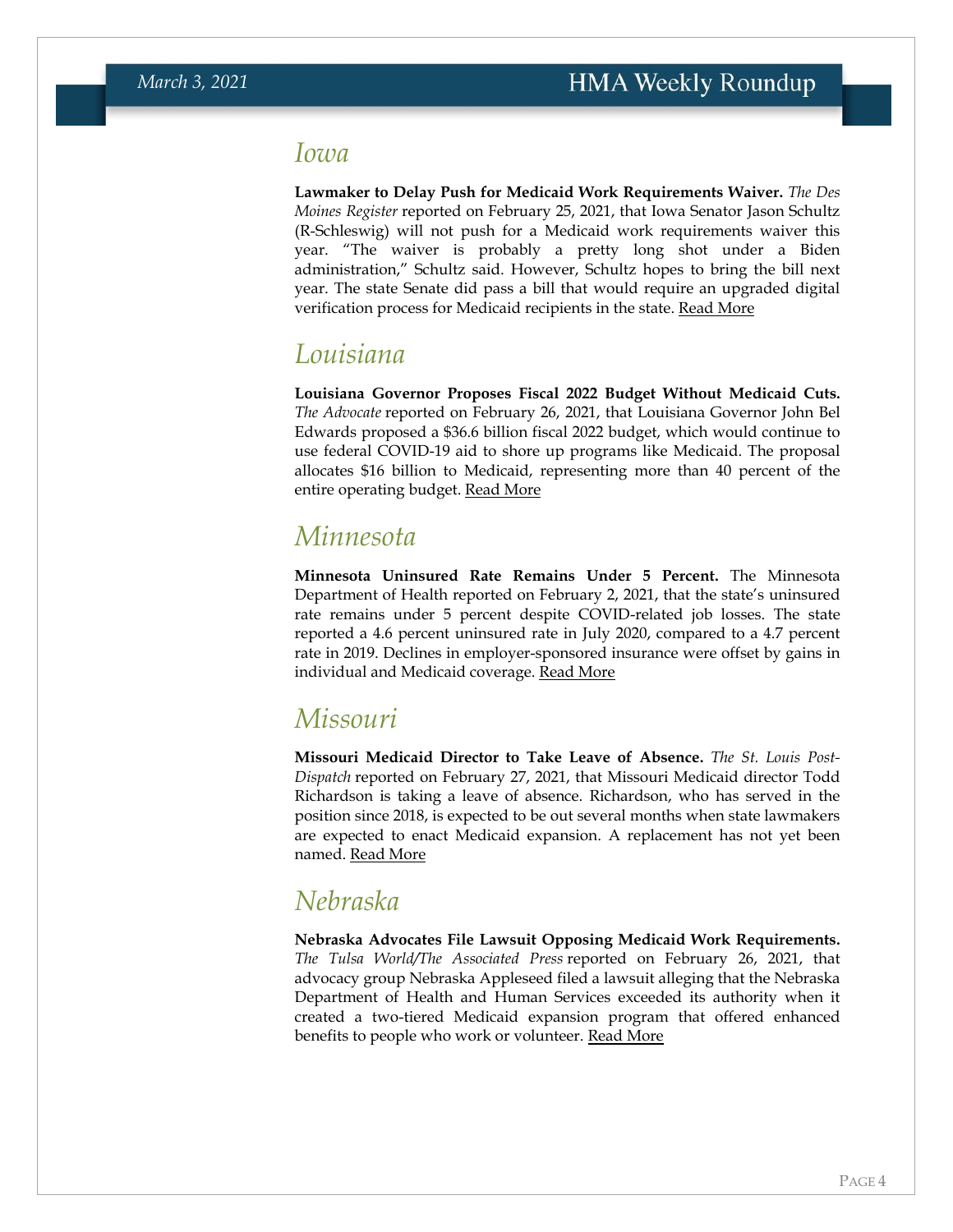## Iowa

**Lawmaker to Delay Push for Medicaid Work Requirements Waiver.** *The Des Moines Register* reported on February 25, 2021, that Iowa Senator Jason Schultz (R-Schleswig) will not push for a Medicaid work requirements waiver this year. "The waiver is probably a pretty long shot under a Biden administration," Schultz said. However, Schultz hopes to bring the bill next year. The state Senate did pass a bill that would require an upgraded digital verification process for Medicaid recipients in the state. Read More

## Louisiana

**Louisiana Governor Proposes Fiscal 2022 Budget Without Medicaid Cuts.** *The Advocate* reported on February 26, 2021, that Louisiana Governor John Bel Edwards proposed a $36.6 billion fiscal 2022 budget, which would continue to use federal COVID-19 aid to shore up programs like Medicaid. The proposal allocates $16 billion to Medicaid, representing more than 40 percent of the entire operating budget. Read More

## Minnesota

**Minnesota Uninsured Rate Remains Under 5 Percent.** The Minnesota Department of Health reported on February 2, 2021, that the state's uninsured rate remains under 5 percent despite COVID-related job losses. The state reported a 4.6 percent uninsured rate in July 2020, compared to a 4.7 percent rate in 2019. Declines in employer-sponsored insurance were offset by gains in individual and Medicaid coverage. Read More

## Missouri

**Missouri Medicaid Director to Take Leave of Absence.** *The St. Louis Post-Dispatch* reported on February 27, 2021, that Missouri Medicaid director Todd Richardson is taking a leave of absence. Richardson, who has served in the position since 2018, is expected to be out several months when state lawmakers are expected to enact Medicaid expansion. A replacement has not yet been named. Read More

## Nebraska

**Nebraska Advocates File Lawsuit Opposing Medicaid Work Requirements.** *The Tulsa World/The Associated Press* reported on February 26, 2021, that advocacy group Nebraska Appleseed filed a lawsuit alleging that the Nebraska Department of Health and Human Services exceeded its authority when it created a two-tiered Medicaid expansion program that offered enhanced benefits to people who work or volunteer. Read More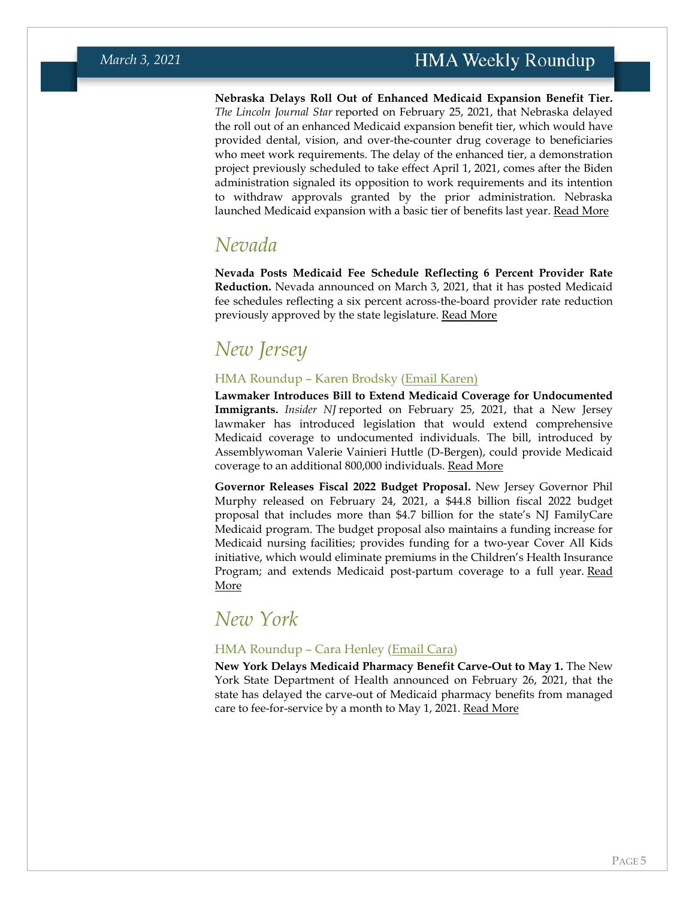**Nebraska Delays Roll Out of Enhanced Medicaid Expansion Benefit Tier.** *The Lincoln Journal Star* reported on February 25, 2021, that Nebraska delayed the roll out of an enhanced Medicaid expansion benefit tier, which would have provided dental, vision, and over-the-counter drug coverage to beneficiaries who meet work requirements. The delay of the enhanced tier, a demonstration project previously scheduled to take effect April 1, 2021, comes after the Biden administration signaled its opposition to work requirements and its intention to withdraw approvals granted by the prior administration. Nebraska launched Medicaid expansion with a basic tier of benefits last year. Read More

## *Nevada*

**Nevada Posts Medicaid Fee Schedule Reflecting 6 Percent Provider Rate Reduction.** Nevada announced on March 3, 2021, that it has posted Medicaid fee schedules reflecting a six percent across-the-board provider rate reduction previously approved by the state legislature. Read More

## *New Jersey*

### HMA Roundup – Karen Brodsky (Email Karen)

**Lawmaker Introduces Bill to Extend Medicaid Coverage for Undocumented Immigrants.** *Insider NJ* reported on February 25, 2021, that a New Jersey lawmaker has introduced legislation that would extend comprehensive Medicaid coverage to undocumented individuals. The bill, introduced by Assemblywoman Valerie Vainieri Huttle (D-Bergen), could provide Medicaid coverage to an additional 800,000 individuals. Read More

**Governor Releases Fiscal 2022 Budget Proposal.** New Jersey Governor Phil Murphy released on February 24, 2021, a $44.8 billion fiscal 2022 budget proposal that includes more than $4.7 billion for the state's NJ FamilyCare Medicaid program. The budget proposal also maintains a funding increase for Medicaid nursing facilities; provides funding for a two-year Cover All Kids initiative, which would eliminate premiums in the Children's Health Insurance Program; and extends Medicaid post-partum coverage to a full year. Read More

## *New York*

### HMA Roundup – Cara Henley (Email Cara)

**New York Delays Medicaid Pharmacy Benefit Carve-Out to May 1.** The New York State Department of Health announced on February 26, 2021, that the state has delayed the carve-out of Medicaid pharmacy benefits from managed care to fee-for-service by a month to May 1, 2021. Read More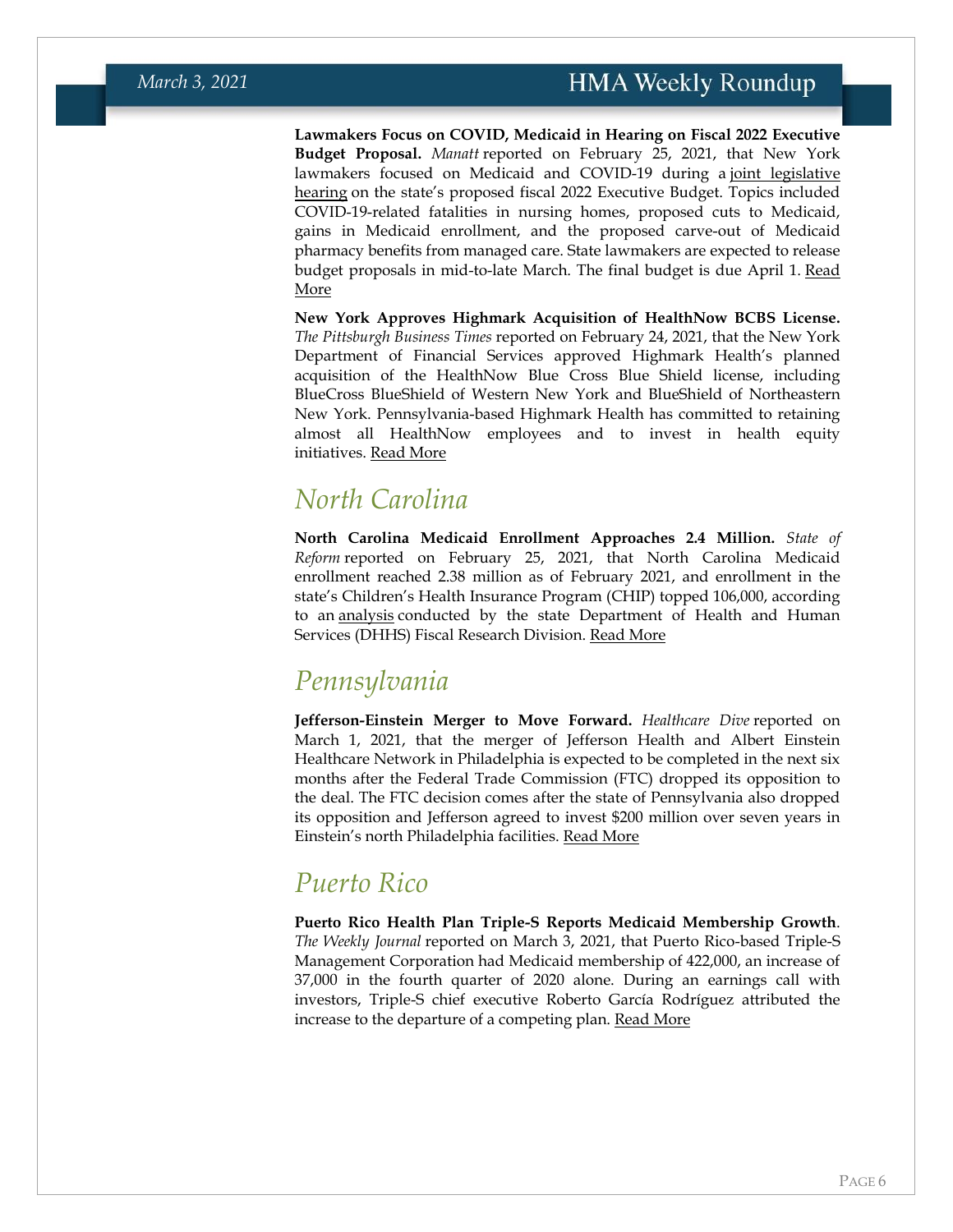**Lawmakers Focus on COVID, Medicaid in Hearing on Fiscal 2022 Executive Budget Proposal.** *Manatt* reported on February 25, 2021, that New York lawmakers focused on Medicaid and COVID-19 during a joint legislative hearing on the state's proposed fiscal 2022 Executive Budget. Topics included COVID-19-related fatalities in nursing homes, proposed cuts to Medicaid, gains in Medicaid enrollment, and the proposed carve-out of Medicaid pharmacy benefits from managed care. State lawmakers are expected to release budget proposals in mid-to-late March. The final budget is due April 1. Read More

**New York Approves Highmark Acquisition of HealthNow BCBS License.** *The Pittsburgh Business Times* reported on February 24, 2021, that the New York Department of Financial Services approved Highmark Health's planned acquisition of the HealthNow Blue Cross Blue Shield license, including BlueCross BlueShield of Western New York and BlueShield of Northeastern New York. Pennsylvania-based Highmark Health has committed to retaining almost all HealthNow employees and to invest in health equity initiatives. Read More

## North Carolina

**North Carolina Medicaid Enrollment Approaches 2.4 Million.** *State of Reform* reported on February 25, 2021, that North Carolina Medicaid enrollment reached 2.38 million as of February 2021, and enrollment in the state's Children's Health Insurance Program (CHIP) topped 106,000, according to an analysis conducted by the state Department of Health and Human Services (DHHS) Fiscal Research Division. Read More

## Pennsylvania

**Jefferson-Einstein Merger to Move Forward.** *Healthcare Dive* reported on March 1, 2021, that the merger of Jefferson Health and Albert Einstein Healthcare Network in Philadelphia is expected to be completed in the next six months after the Federal Trade Commission (FTC) dropped its opposition to the deal. The FTC decision comes after the state of Pennsylvania also dropped its opposition and Jefferson agreed to invest $200 million over seven years in Einstein's north Philadelphia facilities. Read More

## Puerto Rico

**Puerto Rico Health Plan Triple-S Reports Medicaid Membership Growth**. *The Weekly Journal* reported on March 3, 2021, that Puerto Rico-based Triple-S Management Corporation had Medicaid membership of 422,000, an increase of 37,000 in the fourth quarter of 2020 alone. During an earnings call with investors, Triple-S chief executive Roberto García Rodríguez attributed the increase to the departure of a competing plan. Read More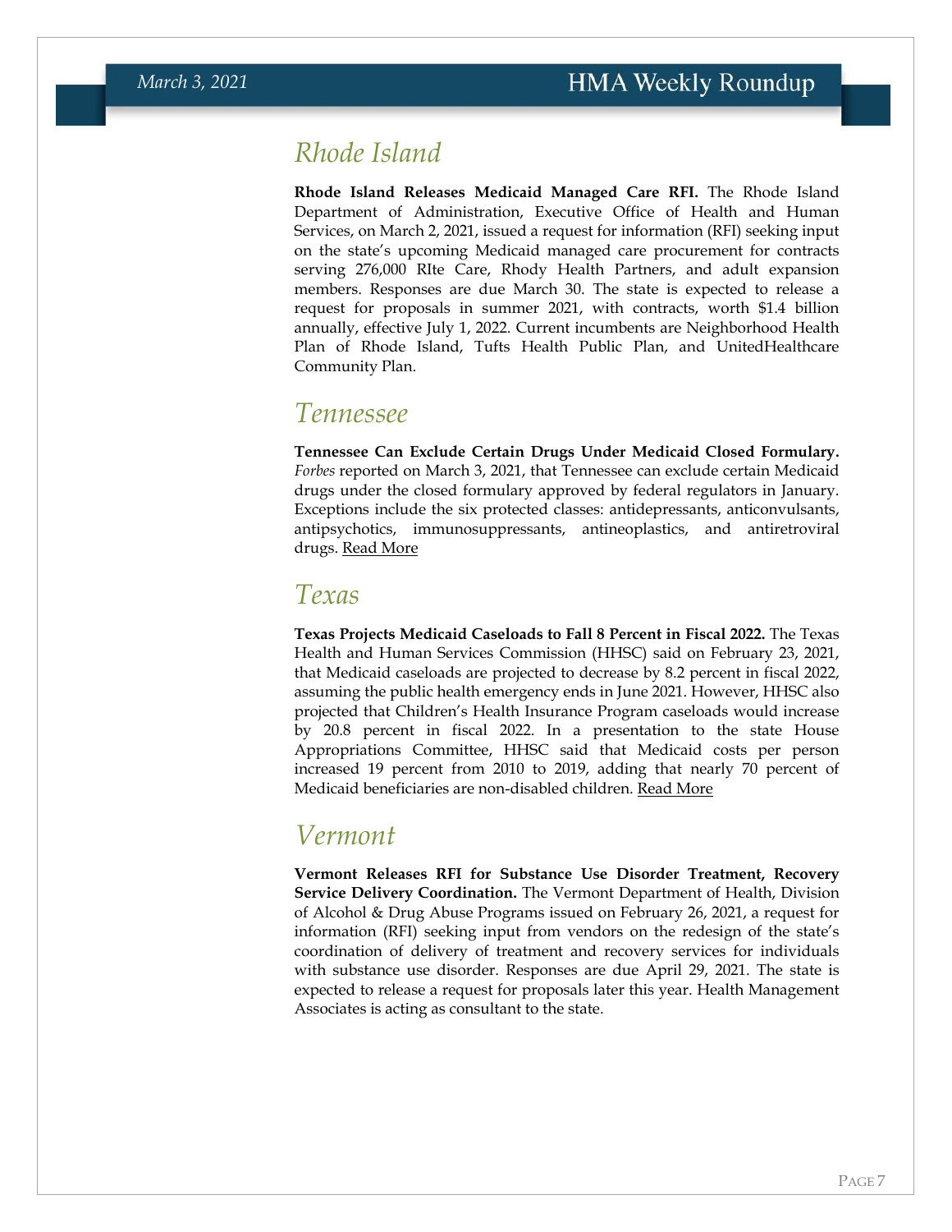## Rhode Island

**Rhode Island Releases Medicaid Managed Care RFI.** The Rhode Island Department of Administration, Executive Office of Health and Human Services, on March 2, 2021, issued a request for information (RFI) seeking input on the state's upcoming Medicaid managed care procurement for contracts serving 276,000 RIte Care, Rhody Health Partners, and adult expansion members. Responses are due March 30. The state is expected to release a request for proposals in summer 2021, with contracts, worth $1.4 billion annually, effective July 1, 2022. Current incumbents are Neighborhood Health Plan of Rhode Island, Tufts Health Public Plan, and UnitedHealthcare Community Plan.

## Tennessee

**Tennessee Can Exclude Certain Drugs Under Medicaid Closed Formulary.** *Forbes* reported on March 3, 2021, that Tennessee can exclude certain Medicaid drugs under the closed formulary approved by federal regulators in January. Exceptions include the six protected classes: antidepressants, anticonvulsants, antipsychotics, immunosuppressants, antineoplastics, and antiretroviral drugs. Read More

## Texas

**Texas Projects Medicaid Caseloads to Fall 8 Percent in Fiscal 2022.** The Texas Health and Human Services Commission (HHSC) said on February 23, 2021, that Medicaid caseloads are projected to decrease by 8.2 percent in fiscal 2022, assuming the public health emergency ends in June 2021. However, HHSC also projected that Children's Health Insurance Program caseloads would increase by 20.8 percent in fiscal 2022. In a presentation to the state House Appropriations Committee, HHSC said that Medicaid costs per person increased 19 percent from 2010 to 2019, adding that nearly 70 percent of Medicaid beneficiaries are non-disabled children. Read More

## Vermont

**Vermont Releases RFI for Substance Use Disorder Treatment, Recovery Service Delivery Coordination.** The Vermont Department of Health, Division of Alcohol & Drug Abuse Programs issued on February 26, 2021, a request for information (RFI) seeking input from vendors on the redesign of the state's coordination of delivery of treatment and recovery services for individuals with substance use disorder. Responses are due April 29, 2021. The state is expected to release a request for proposals later this year. Health Management Associates is acting as consultant to the state.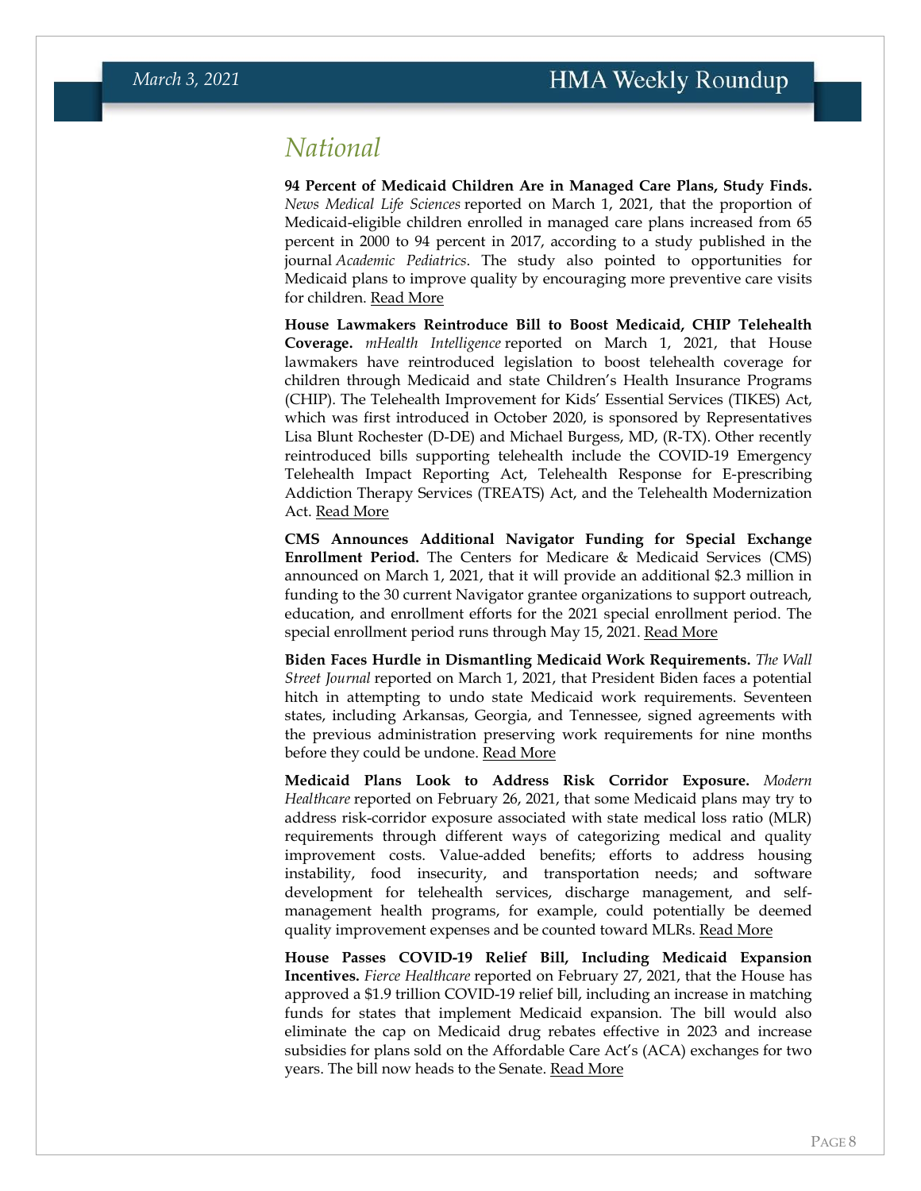# National

**94 Percent of Medicaid Children Are in Managed Care Plans, Study Finds.** *News Medical Life Sciences* reported on March 1, 2021, that the proportion of Medicaid-eligible children enrolled in managed care plans increased from 65 percent in 2000 to 94 percent in 2017, according to a study published in the journal *Academic Pediatrics*. The study also pointed to opportunities for Medicaid plans to improve quality by encouraging more preventive care visits for children. Read More

**House Lawmakers Reintroduce Bill to Boost Medicaid, CHIP Telehealth Coverage.** *mHealth Intelligence* reported on March 1, 2021, that House lawmakers have reintroduced legislation to boost telehealth coverage for children through Medicaid and state Children's Health Insurance Programs (CHIP). The Telehealth Improvement for Kids' Essential Services (TIKES) Act, which was first introduced in October 2020, is sponsored by Representatives Lisa Blunt Rochester (D-DE) and Michael Burgess, MD, (R-TX). Other recently reintroduced bills supporting telehealth include the COVID-19 Emergency Telehealth Impact Reporting Act, Telehealth Response for E-prescribing Addiction Therapy Services (TREATS) Act, and the Telehealth Modernization Act. Read More

**CMS Announces Additional Navigator Funding for Special Exchange Enrollment Period.** The Centers for Medicare & Medicaid Services (CMS) announced on March 1, 2021, that it will provide an additional $2.3 million in funding to the 30 current Navigator grantee organizations to support outreach, education, and enrollment efforts for the 2021 special enrollment period. The special enrollment period runs through May 15, 2021. Read More

**Biden Faces Hurdle in Dismantling Medicaid Work Requirements.** *The Wall Street Journal* reported on March 1, 2021, that President Biden faces a potential hitch in attempting to undo state Medicaid work requirements. Seventeen states, including Arkansas, Georgia, and Tennessee, signed agreements with the previous administration preserving work requirements for nine months before they could be undone. Read More

**Medicaid Plans Look to Address Risk Corridor Exposure.** *Modern Healthcare* reported on February 26, 2021, that some Medicaid plans may try to address risk-corridor exposure associated with state medical loss ratio (MLR) requirements through different ways of categorizing medical and quality improvement costs. Value-added benefits; efforts to address housing instability, food insecurity, and transportation needs; and software development for telehealth services, discharge management, and self-management health programs, for example, could potentially be deemed quality improvement expenses and be counted toward MLRs. Read More

**House Passes COVID-19 Relief Bill, Including Medicaid Expansion Incentives.** *Fierce Healthcare* reported on February 27, 2021, that the House has approved a $1.9 trillion COVID-19 relief bill, including an increase in matching funds for states that implement Medicaid expansion. The bill would also eliminate the cap on Medicaid drug rebates effective in 2023 and increase subsidies for plans sold on the Affordable Care Act's (ACA) exchanges for two years. The bill now heads to the Senate. Read More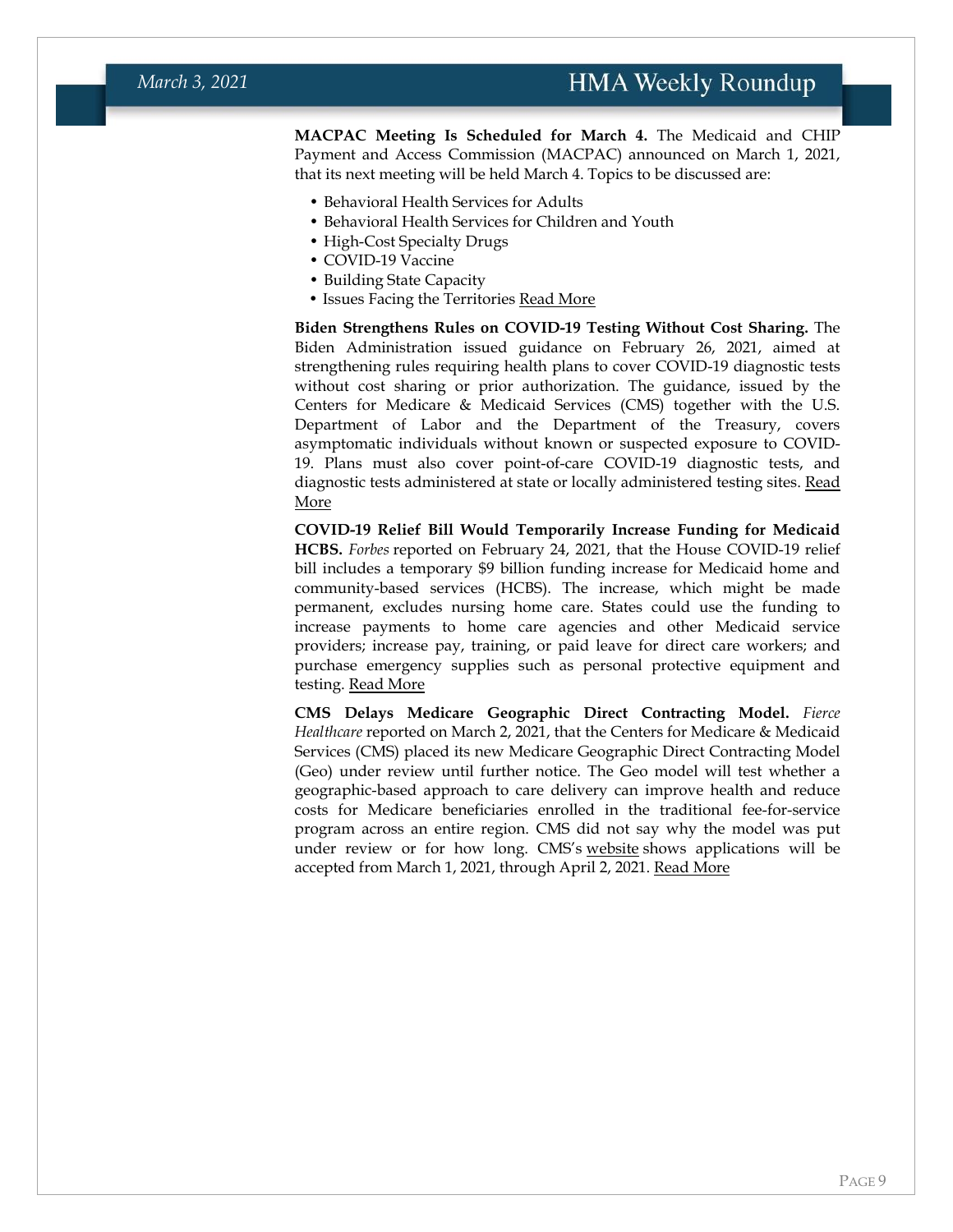**MACPAC Meeting Is Scheduled for March 4.** The Medicaid and CHIP Payment and Access Commission (MACPAC) announced on March 1, 2021, that its next meeting will be held March 4. Topics to be discussed are:

- Behavioral Health Services for Adults
- Behavioral Health Services for Children and Youth
- High-Cost Specialty Drugs
- COVID-19 Vaccine
- Building State Capacity
- Issues Facing the Territories Read More

**Biden Strengthens Rules on COVID-19 Testing Without Cost Sharing.** The Biden Administration issued guidance on February 26, 2021, aimed at strengthening rules requiring health plans to cover COVID-19 diagnostic tests without cost sharing or prior authorization. The guidance, issued by the Centers for Medicare & Medicaid Services (CMS) together with the U.S. Department of Labor and the Department of the Treasury, covers asymptomatic individuals without known or suspected exposure to COVID-19. Plans must also cover point-of-care COVID-19 diagnostic tests, and diagnostic tests administered at state or locally administered testing sites. Read More

**COVID-19 Relief Bill Would Temporarily Increase Funding for Medicaid HCBS.** *Forbes* reported on February 24, 2021, that the House COVID-19 relief bill includes a temporary $9 billion funding increase for Medicaid home and community-based services (HCBS). The increase, which might be made permanent, excludes nursing home care. States could use the funding to increase payments to home care agencies and other Medicaid service providers; increase pay, training, or paid leave for direct care workers; and purchase emergency supplies such as personal protective equipment and testing. Read More

**CMS Delays Medicare Geographic Direct Contracting Model.** *Fierce Healthcare* reported on March 2, 2021, that the Centers for Medicare & Medicaid Services (CMS) placed its new Medicare Geographic Direct Contracting Model (Geo) under review until further notice. The Geo model will test whether a geographic-based approach to care delivery can improve health and reduce costs for Medicare beneficiaries enrolled in the traditional fee-for-service program across an entire region. CMS did not say why the model was put under review or for how long. CMS's website shows applications will be accepted from March 1, 2021, through April 2, 2021. Read More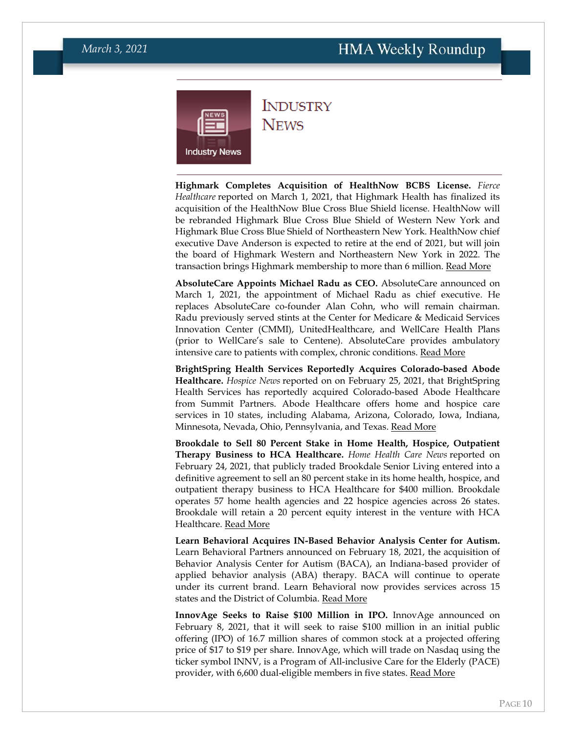# Industry News

**Highmark Completes Acquisition of HealthNow BCBS License.** *Fierce Healthcare* reported on March 1, 2021, that Highmark Health has finalized its acquisition of the HealthNow Blue Cross Blue Shield license. HealthNow will be rebranded Highmark Blue Cross Blue Shield of Western New York and Highmark Blue Cross Blue Shield of Northeastern New York. HealthNow chief executive Dave Anderson is expected to retire at the end of 2021, but will join the board of Highmark Western and Northeastern New York in 2022. The transaction brings Highmark membership to more than 6 million. Read More

**AbsoluteCare Appoints Michael Radu as CEO.** AbsoluteCare announced on March 1, 2021, the appointment of Michael Radu as chief executive. He replaces AbsoluteCare co-founder Alan Cohn, who will remain chairman. Radu previously served stints at the Center for Medicare & Medicaid Services Innovation Center (CMMI), UnitedHealthcare, and WellCare Health Plans (prior to WellCare's sale to Centene). AbsoluteCare provides ambulatory intensive care to patients with complex, chronic conditions. Read More

**BrightSpring Health Services Reportedly Acquires Colorado-based Abode Healthcare.** *Hospice News* reported on on February 25, 2021, that BrightSpring Health Services has reportedly acquired Colorado-based Abode Healthcare from Summit Partners. Abode Healthcare offers home and hospice care services in 10 states, including Alabama, Arizona, Colorado, Iowa, Indiana, Minnesota, Nevada, Ohio, Pennsylvania, and Texas. Read More

**Brookdale to Sell 80 Percent Stake in Home Health, Hospice, Outpatient Therapy Business to HCA Healthcare.** *Home Health Care News* reported on February 24, 2021, that publicly traded Brookdale Senior Living entered into a definitive agreement to sell an 80 percent stake in its home health, hospice, and outpatient therapy business to HCA Healthcare for $400 million. Brookdale operates 57 home health agencies and 22 hospice agencies across 26 states. Brookdale will retain a 20 percent equity interest in the venture with HCA Healthcare. Read More

**Learn Behavioral Acquires IN-Based Behavior Analysis Center for Autism.** Learn Behavioral Partners announced on February 18, 2021, the acquisition of Behavior Analysis Center for Autism (BACA), an Indiana-based provider of applied behavior analysis (ABA) therapy. BACA will continue to operate under its current brand. Learn Behavioral now provides services across 15 states and the District of Columbia. Read More

**InnovAge Seeks to Raise $100 Million in IPO.** InnovAge announced on February 8, 2021, that it will seek to raise $100 million in an initial public offering (IPO) of 16.7 million shares of common stock at a projected offering price of $17 to $19 per share. InnovAge, which will trade on Nasdaq using the ticker symbol INNV, is a Program of All-inclusive Care for the Elderly (PACE) provider, with 6,600 dual-eligible members in five states. Read More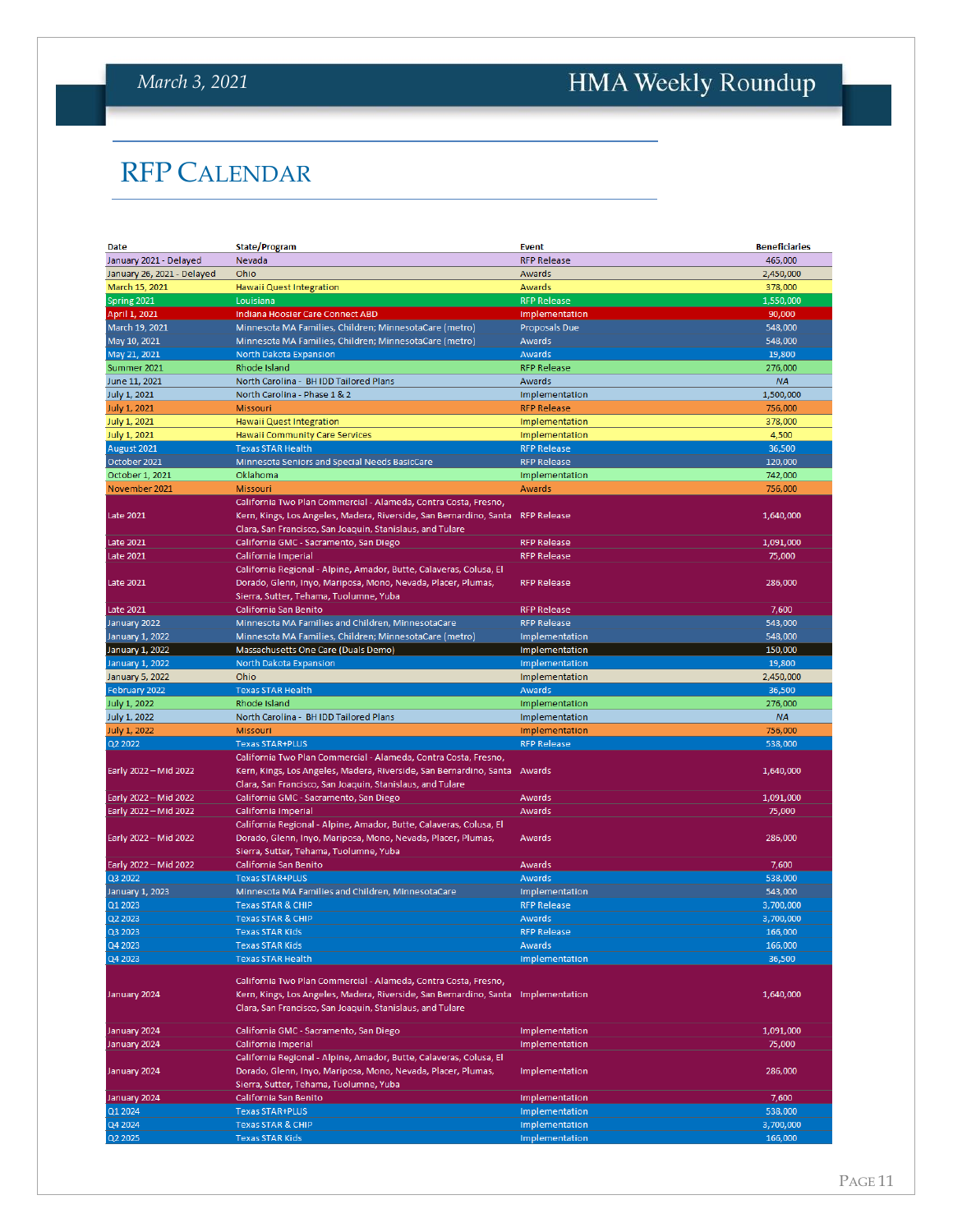# RFP CALENDAR

| Date | State/Program | Event | Beneficiaries |
|---|---|---|---|
| January 2021 - Delayed | Nevada | RFP Release | 465,000 |
| January 26, 2021 - Delayed | Ohio | Awards | 2,450,000 |
| March 15, 2021 | Hawaii Quest Integration | Awards | 378,000 |
| Spring 2021 | Louisiana | RFP Release | 1,550,000 |
| April 1, 2021 | Indiana Hoosier Care Connect ABD | Implementation | 90,000 |
| March 19, 2021 | Minnesota MA Families, Children; MinnesotaCare (metro) | Proposals Due | 548,000 |
| May 10, 2021 | Minnesota MA Families, Children; MinnesotaCare (metro) | Awards | 548,000 |
| May 21, 2021 | North Dakota Expansion | Awards | 19,800 |
| Summer 2021 | Rhode Island | RFP Release | 276,000 |
| June 11, 2021 | North Carolina - BH IDD Tailored Plans | Awards | NA |
| July 1, 2021 | North Carolina - Phase 1 & 2 | Implementation | 1,500,000 |
| July 1, 2021 | Missouri | RFP Release | 756,000 |
| July 1, 2021 | Hawaii Quest Integration | Implementation | 378,000 |
| July 1, 2021 | Hawaii Community Care Services | Implementation | 4,500 |
| August 2021 | Texas STAR Health | RFP Release | 36,500 |
| October 2021 | Minnesota Seniors and Special Needs BasicCare | RFP Release | 120,000 |
| October 1, 2021 | Oklahoma | Implementation | 742,000 |
| November 2021 | Missouri | Awards | 756,000 |
| Late 2021 | California Two Plan Commercial - Alameda, Contra Costa, Fresno, Kern, Kings, Los Angeles, Madera, Riverside, San Bernardino, Santa Clara, San Francisco, San Joaquin, Stanislaus, and Tulare | RFP Release | 1,640,000 |
| Late 2021 | California GMC - Sacramento, San Diego | RFP Release | 1,091,000 |
| Late 2021 | California Imperial | RFP Release | 75,000 |
| Late 2021 | California Regional - Alpine, Amador, Butte, Calaveras, Colusa, El Dorado, Glenn, Inyo, Mariposa, Mono, Nevada, Placer, Plumas, Sierra, Sutter, Tehama, Tuolumne, Yuba | RFP Release | 286,000 |
| Late 2021 | California San Benito | RFP Release | 7,600 |
| January 2022 | Minnesota MA Families and Children, MinnesotaCare | RFP Release | 543,000 |
| January 1, 2022 | Minnesota MA Families, Children; MinnesotaCare (metro) | Implementation | 548,000 |
| January 1, 2022 | Massachusetts One Care (Duals Demo) | Implementation | 150,000 |
| January 1, 2022 | North Dakota Expansion | Implementation | 19,800 |
| January 5, 2022 | Ohio | Implementation | 2,450,000 |
| February 2022 | Texas STAR Health | Awards | 36,500 |
| July 1, 2022 | Rhode Island | Implementation | 276,000 |
| July 1, 2022 | North Carolina - BH IDD Tailored Plans | Implementation | NA |
| July 1, 2022 | Missouri | Implementation | 756,000 |
| Q2 2022 | Texas STAR+PLUS | RFP Release | 538,000 |
| Early 2022 – Mid 2022 | California Two Plan Commercial - Alameda, Contra Costa, Fresno, Kern, Kings, Los Angeles, Madera, Riverside, San Bernardino, Santa Clara, San Francisco, San Joaquin, Stanislaus, and Tulare | Awards | 1,640,000 |
| Early 2022 – Mid 2022 | California GMC - Sacramento, San Diego | Awards | 1,091,000 |
| Early 2022 – Mid 2022 | California Imperial | Awards | 75,000 |
| Early 2022 – Mid 2022 | California Regional - Alpine, Amador, Butte, Calaveras, Colusa, El Dorado, Glenn, Inyo, Mariposa, Mono, Nevada, Placer, Plumas, Sierra, Sutter, Tehama, Tuolumne, Yuba | Awards | 286,000 |
| Early 2022 – Mid 2022 | California San Benito | Awards | 7,600 |
| Q3 2022 | Texas STAR+PLUS | Awards | 538,000 |
| January 1, 2023 | Minnesota MA Families and Children, MinnesotaCare | Implementation | 543,000 |
| Q1 2023 | Texas STAR & CHIP | RFP Release | 3,700,000 |
| Q2 2023 | Texas STAR & CHIP | Awards | 3,700,000 |
| Q3 2023 | Texas STAR Kids | RFP Release | 166,000 |
| Q4 2023 | Texas STAR Kids | Awards | 166,000 |
| Q4 2023 | Texas STAR Health | Implementation | 36,500 |
| January 2024 | California Two Plan Commercial - Alameda, Contra Costa, Fresno, Kern, Kings, Los Angeles, Madera, Riverside, San Bernardino, Santa Clara, San Francisco, San Joaquin, Stanislaus, and Tulare | Implementation | 1,640,000 |
| January 2024 | California GMC - Sacramento, San Diego | Implementation | 1,091,000 |
| January 2024 | California Imperial | Implementation | 75,000 |
| January 2024 | California Regional - Alpine, Amador, Butte, Calaveras, Colusa, El Dorado, Glenn, Inyo, Mariposa, Mono, Nevada, Placer, Plumas, Sierra, Sutter, Tehama, Tuolumne, Yuba | Implementation | 286,000 |
| January 2024 | California San Benito | Implementation | 7,600 |
| Q1 2024 | Texas STAR+PLUS | Implementation | 538,000 |
| Q4 2024 | Texas STAR & CHIP | Implementation | 3,700,000 |
| Q2 2025 | Texas STAR Kids | Implementation | 166,000 |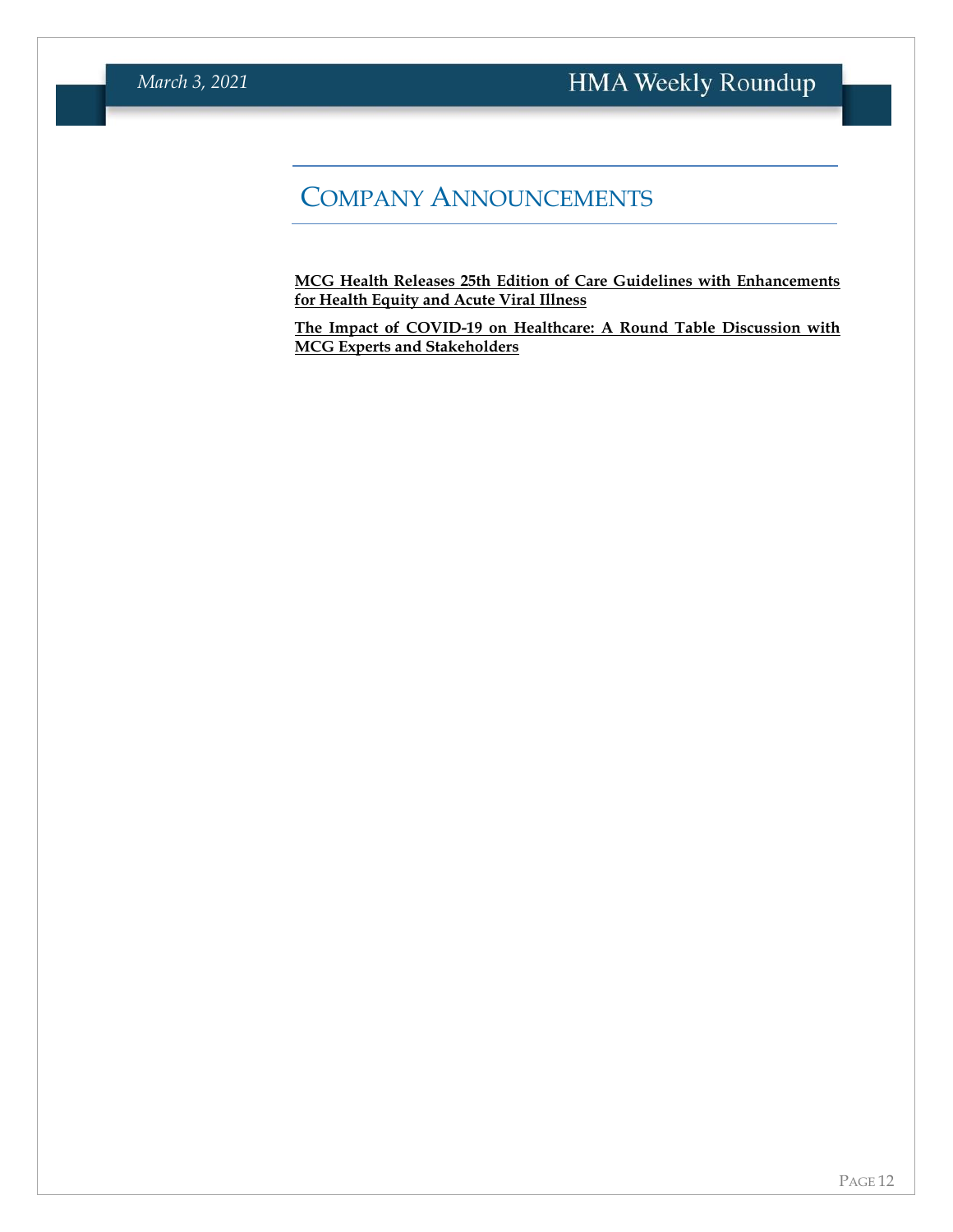# Company Announcements

**MCG Health Releases 25th Edition of Care Guidelines with Enhancements for Health Equity and Acute Viral Illness**

**The Impact of COVID-19 on Healthcare: A Round Table Discussion with MCG Experts and Stakeholders**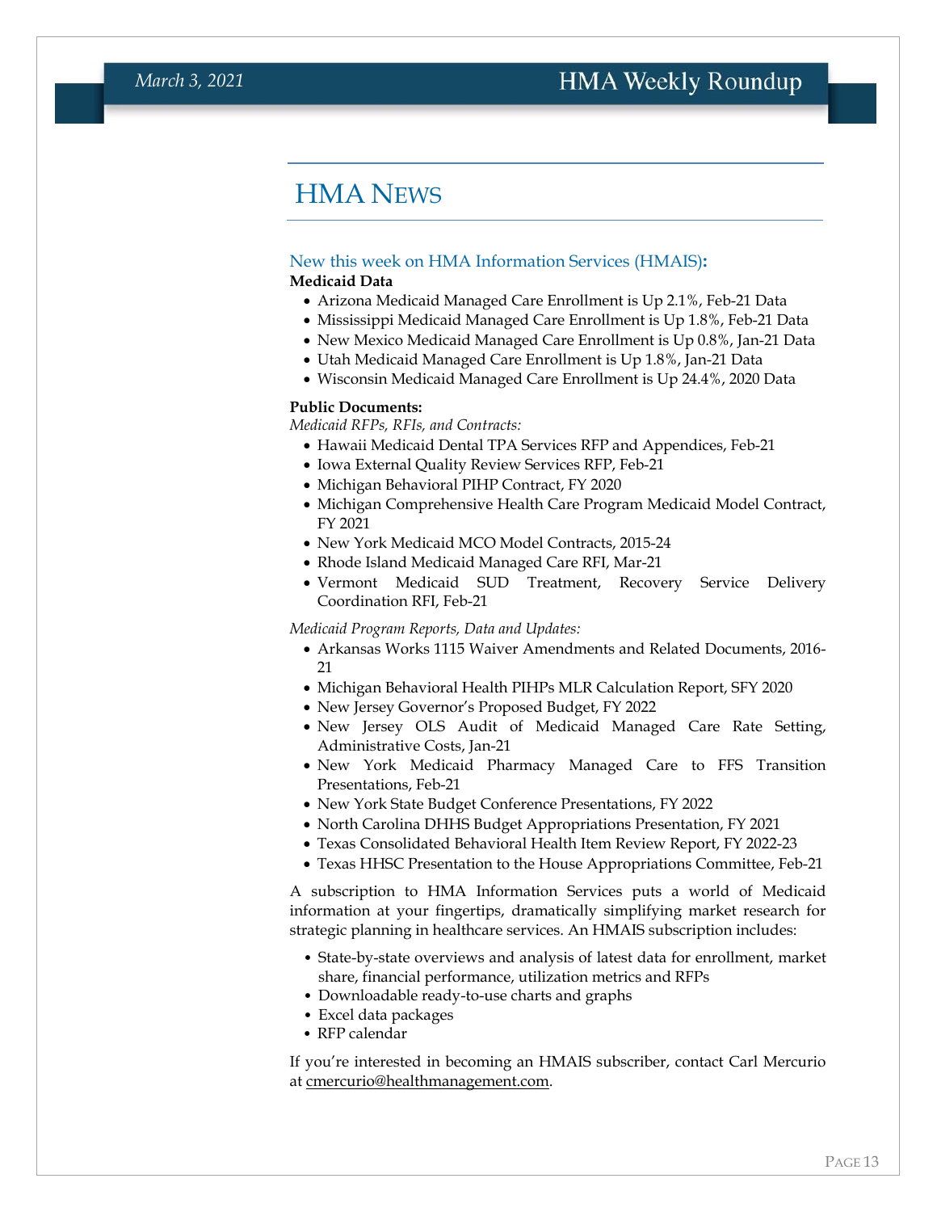# HMA News

### New this week on HMA Information Services (HMAIS):

**Medicaid Data**

- Arizona Medicaid Managed Care Enrollment is Up 2.1%, Feb-21 Data
- Mississippi Medicaid Managed Care Enrollment is Up 1.8%, Feb-21 Data
- New Mexico Medicaid Managed Care Enrollment is Up 0.8%, Jan-21 Data
- Utah Medicaid Managed Care Enrollment is Up 1.8%, Jan-21 Data
- Wisconsin Medicaid Managed Care Enrollment is Up 24.4%, 2020 Data

**Public Documents:**

*Medicaid RFPs, RFIs, and Contracts:*

- Hawaii Medicaid Dental TPA Services RFP and Appendices, Feb-21
- Iowa External Quality Review Services RFP, Feb-21
- Michigan Behavioral PIHP Contract, FY 2020
- Michigan Comprehensive Health Care Program Medicaid Model Contract, FY 2021
- New York Medicaid MCO Model Contracts, 2015-24
- Rhode Island Medicaid Managed Care RFI, Mar-21
- Vermont Medicaid SUD Treatment, Recovery Service Delivery Coordination RFI, Feb-21

*Medicaid Program Reports, Data and Updates:*

- Arkansas Works 1115 Waiver Amendments and Related Documents, 2016-21
- Michigan Behavioral Health PIHPs MLR Calculation Report, SFY 2020
- New Jersey Governor's Proposed Budget, FY 2022
- New Jersey OLS Audit of Medicaid Managed Care Rate Setting, Administrative Costs, Jan-21
- New York Medicaid Pharmacy Managed Care to FFS Transition Presentations, Feb-21
- New York State Budget Conference Presentations, FY 2022
- North Carolina DHHS Budget Appropriations Presentation, FY 2021
- Texas Consolidated Behavioral Health Item Review Report, FY 2022-23
- Texas HHSC Presentation to the House Appropriations Committee, Feb-21

A subscription to HMA Information Services puts a world of Medicaid information at your fingertips, dramatically simplifying market research for strategic planning in healthcare services. An HMAIS subscription includes:

- State-by-state overviews and analysis of latest data for enrollment, market share, financial performance, utilization metrics and RFPs
- Downloadable ready-to-use charts and graphs
- Excel data packages
- RFP calendar

If you're interested in becoming an HMAIS subscriber, contact Carl Mercurio at cmercurio@healthmanagement.com.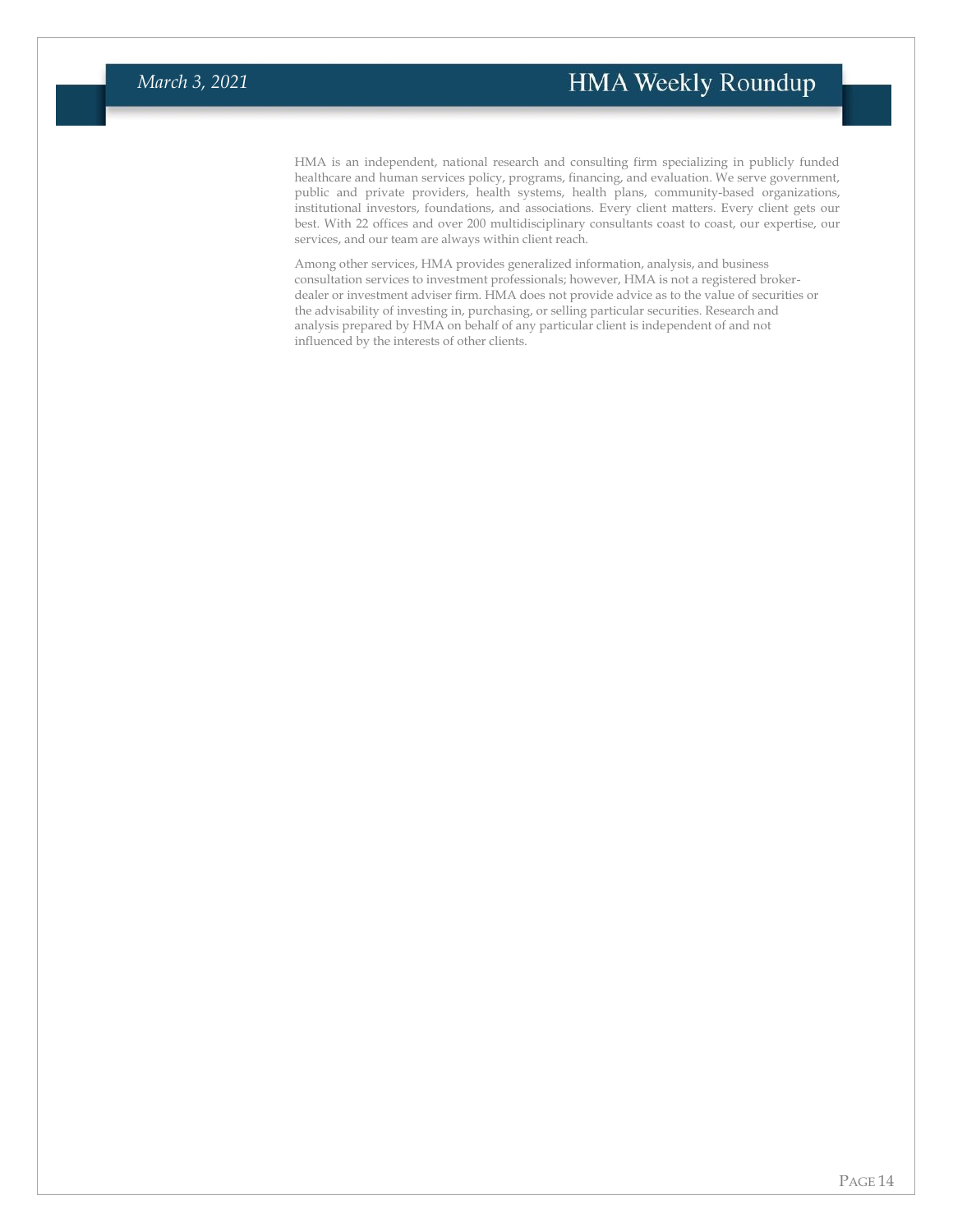HMA is an independent, national research and consulting firm specializing in publicly funded healthcare and human services policy, programs, financing, and evaluation. We serve government, public and private providers, health systems, health plans, community-based organizations, institutional investors, foundations, and associations. Every client matters. Every client gets our best. With 22 offices and over 200 multidisciplinary consultants coast to coast, our expertise, our services, and our team are always within client reach.

Among other services, HMA provides generalized information, analysis, and business consultation services to investment professionals; however, HMA is not a registered broker-dealer or investment adviser firm. HMA does not provide advice as to the value of securities or the advisability of investing in, purchasing, or selling particular securities. Research and analysis prepared by HMA on behalf of any particular client is independent of and not influenced by the interests of other clients.